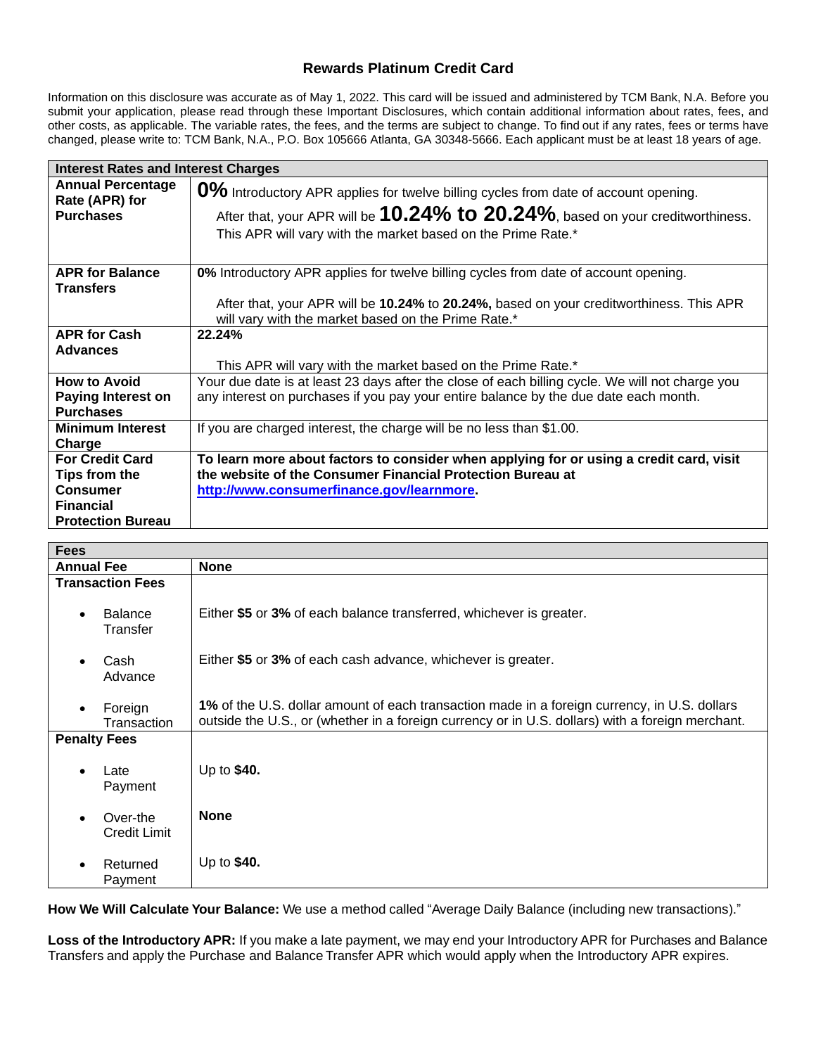# Rewards Platinum Credit Card

Information on this disclosure was accurate as of May 1, 2022. This card will be issued and administered by TCM Bank, N.A. Before you submit your application, please read through these Important Disclosures, which contain additional information about rates, fees, and other costs, as applicable. The variable rates, the fees, and the terms are subject to change. To find out if any rates, fees or terms have changed, please write to: TCM Bank, N.A., P.O. Box 105666 Atlanta, GA 30348-5666. Each applicant must be at least 18 years of age.

| Interest Rates and Interest Charges | |
|---|---|
| **Annual Percentage Rate (APR) for Purchases** | **0%** Introductory APR applies for twelve billing cycles from date of account opening.<br><br>After that, your APR will be **10.24% to 20.24%**, based on your creditworthiness. This APR will vary with the market based on the Prime Rate.* |
| **APR for Balance Transfers** | **0%** Introductory APR applies for twelve billing cycles from date of account opening.<br><br>After that, your APR will be **10.24%** to **20.24%,** based on your creditworthiness. This APR will vary with the market based on the Prime Rate.* |
| **APR for Cash Advances** | **22.24%**<br><br>This APR will vary with the market based on the Prime Rate.* |
| **How to Avoid Paying Interest on Purchases** | Your due date is at least 23 days after the close of each billing cycle. We will not charge you any interest on purchases if you pay your entire balance by the due date each month. |
| **Minimum Interest Charge** | If you are charged interest, the charge will be no less than $1.00. |
| **For Credit Card Tips from the Consumer Financial Protection Bureau** | **To learn more about factors to consider when applying for or using a credit card, visit the website of the Consumer Financial Protection Bureau at http://www.consumerfinance.gov/learnmore.** |

| Fees | |
|---|---|
| **Annual Fee** | **None** |
| **Transaction Fees** | |
| • Balance Transfer | Either **$5** or **3%** of each balance transferred, whichever is greater. |
| • Cash Advance | Either **$5** or **3%** of each cash advance, whichever is greater. |
| • Foreign Transaction | **1%** of the U.S. dollar amount of each transaction made in a foreign currency, in U.S. dollars outside the U.S., or (whether in a foreign currency or in U.S. dollars) with a foreign merchant. |
| **Penalty Fees** | |
| • Late Payment | Up to **$40.** |
| • Over-the Credit Limit | **None** |
| • Returned Payment | Up to **$40.** |

**How We Will Calculate Your Balance:** We use a method called "Average Daily Balance (including new transactions)."

**Loss of the Introductory APR:** If you make a late payment, we may end your Introductory APR for Purchases and Balance Transfers and apply the Purchase and Balance Transfer APR which would apply when the Introductory APR expires.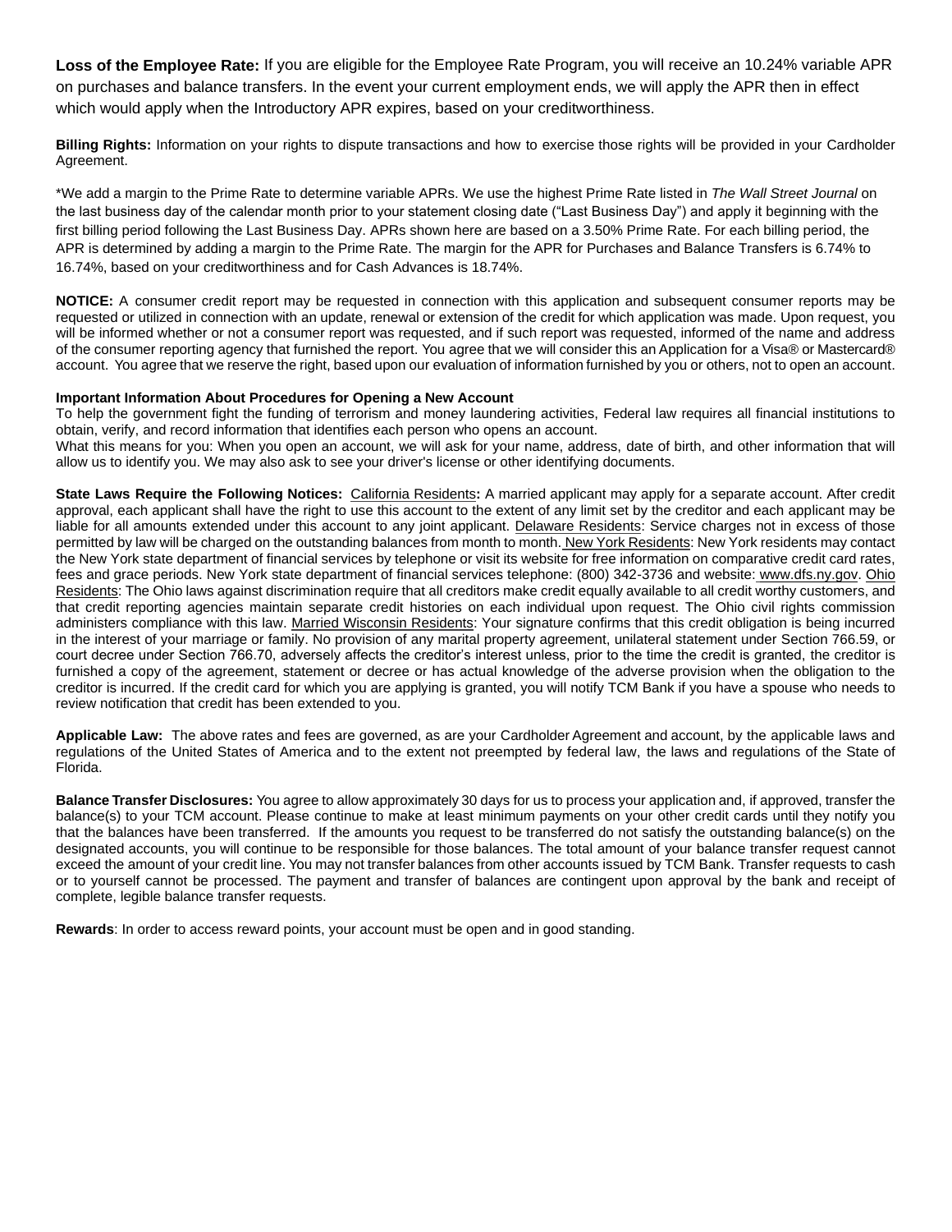**Loss of the Employee Rate:** If you are eligible for the Employee Rate Program, you will receive an 10.24% variable APR on purchases and balance transfers. In the event your current employment ends, we will apply the APR then in effect which would apply when the Introductory APR expires, based on your creditworthiness.

**Billing Rights:** Information on your rights to dispute transactions and how to exercise those rights will be provided in your Cardholder Agreement.

*We add a margin to the Prime Rate to determine variable APRs. We use the highest Prime Rate listed in *The Wall Street Journal* on the last business day of the calendar month prior to your statement closing date ("Last Business Day") and apply it beginning with the first billing period following the Last Business Day. APRs shown here are based on a 3.50% Prime Rate. For each billing period, the APR is determined by adding a margin to the Prime Rate. The margin for the APR for Purchases and Balance Transfers is 6.74% to 16.74%, based on your creditworthiness and for Cash Advances is 18.74%.

**NOTICE:** A consumer credit report may be requested in connection with this application and subsequent consumer reports may be requested or utilized in connection with an update, renewal or extension of the credit for which application was made. Upon request, you will be informed whether or not a consumer report was requested, and if such report was requested, informed of the name and address of the consumer reporting agency that furnished the report. You agree that we will consider this an Application for a Visa® or Mastercard® account. You agree that we reserve the right, based upon our evaluation of information furnished by you or others, not to open an account.

**Important Information About Procedures for Opening a New Account**
To help the government fight the funding of terrorism and money laundering activities, Federal law requires all financial institutions to obtain, verify, and record information that identifies each person who opens an account.
What this means for you: When you open an account, we will ask for your name, address, date of birth, and other information that will allow us to identify you. We may also ask to see your driver's license or other identifying documents.

**State Laws Require the Following Notices:** California Residents**:** A married applicant may apply for a separate account. After credit approval, each applicant shall have the right to use this account to the extent of any limit set by the creditor and each applicant may be liable for all amounts extended under this account to any joint applicant. Delaware Residents: Service charges not in excess of those permitted by law will be charged on the outstanding balances from month to month. New York Residents: New York residents may contact the New York state department of financial services by telephone or visit its website for free information on comparative credit card rates, fees and grace periods. New York state department of financial services telephone: (800) 342-3736 and website: www.dfs.ny.gov. Ohio Residents: The Ohio laws against discrimination require that all creditors make credit equally available to all credit worthy customers, and that credit reporting agencies maintain separate credit histories on each individual upon request. The Ohio civil rights commission administers compliance with this law. Married Wisconsin Residents: Your signature confirms that this credit obligation is being incurred in the interest of your marriage or family. No provision of any marital property agreement, unilateral statement under Section 766.59, or court decree under Section 766.70, adversely affects the creditor's interest unless, prior to the time the credit is granted, the creditor is furnished a copy of the agreement, statement or decree or has actual knowledge of the adverse provision when the obligation to the creditor is incurred. If the credit card for which you are applying is granted, you will notify TCM Bank if you have a spouse who needs to review notification that credit has been extended to you.

**Applicable Law:** The above rates and fees are governed, as are your Cardholder Agreement and account, by the applicable laws and regulations of the United States of America and to the extent not preempted by federal law, the laws and regulations of the State of Florida.

**Balance Transfer Disclosures:** You agree to allow approximately 30 days for us to process your application and, if approved, transfer the balance(s) to your TCM account. Please continue to make at least minimum payments on your other credit cards until they notify you that the balances have been transferred. If the amounts you request to be transferred do not satisfy the outstanding balance(s) on the designated accounts, you will continue to be responsible for those balances. The total amount of your balance transfer request cannot exceed the amount of your credit line. You may not transfer balances from other accounts issued by TCM Bank. Transfer requests to cash or to yourself cannot be processed. The payment and transfer of balances are contingent upon approval by the bank and receipt of complete, legible balance transfer requests.

**Rewards**: In order to access reward points, your account must be open and in good standing.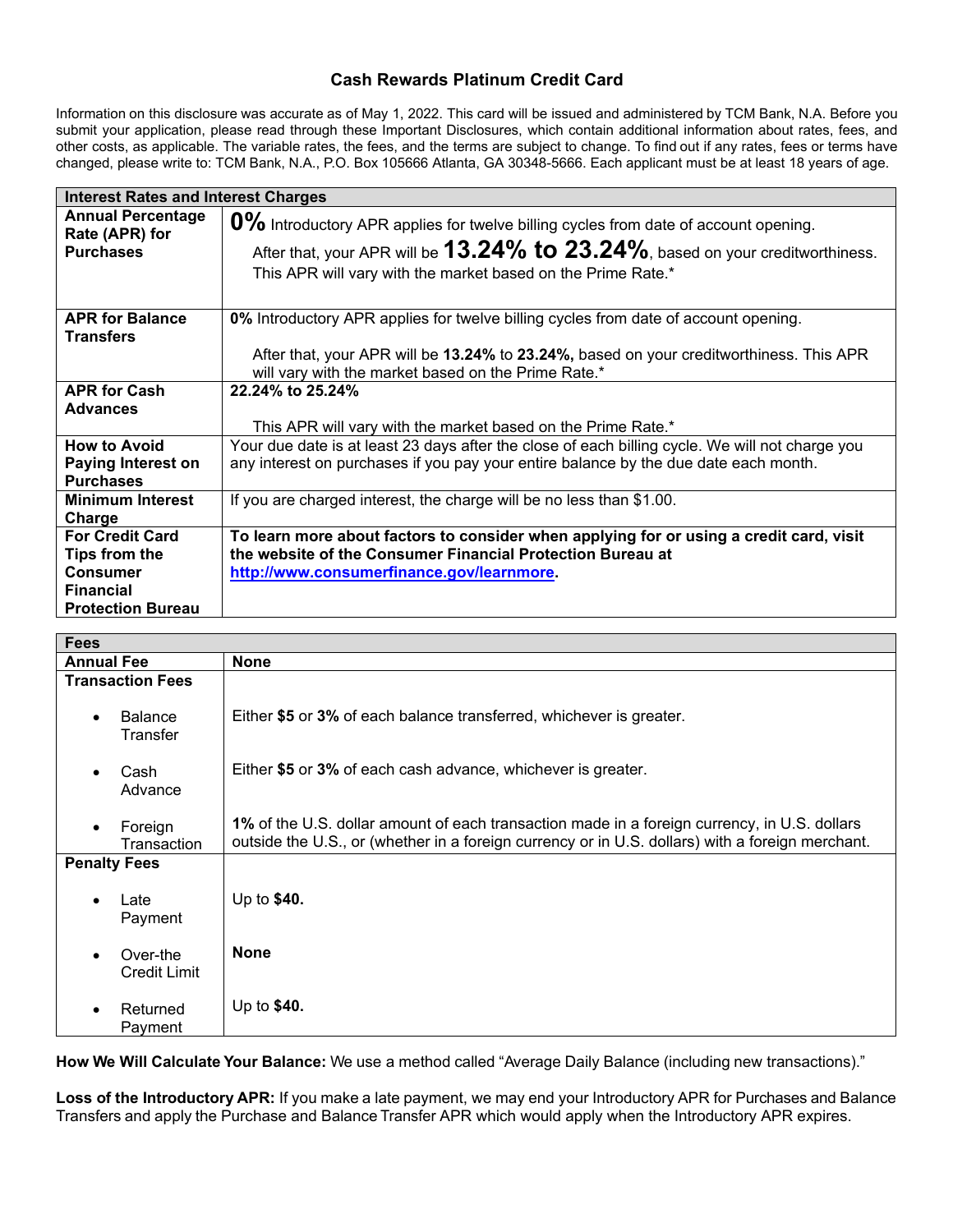# Cash Rewards Platinum Credit Card

Information on this disclosure was accurate as of May 1, 2022. This card will be issued and administered by TCM Bank, N.A. Before you submit your application, please read through these Important Disclosures, which contain additional information about rates, fees, and other costs, as applicable. The variable rates, the fees, and the terms are subject to change. To find out if any rates, fees or terms have changed, please write to: TCM Bank, N.A., P.O. Box 105666 Atlanta, GA 30348-5666. Each applicant must be at least 18 years of age.

| **Interest Rates and Interest Charges** | |
|---|---|
| **Annual Percentage Rate (APR) for Purchases** | **0%** Introductory APR applies for twelve billing cycles from date of account opening. After that, your APR will be **13.24% to 23.24%**, based on your creditworthiness. This APR will vary with the market based on the Prime Rate.* |
| **APR for Balance Transfers** | **0%** Introductory APR applies for twelve billing cycles from date of account opening. After that, your APR will be **13.24%** to **23.24%,** based on your creditworthiness. This APR will vary with the market based on the Prime Rate.* |
| **APR for Cash Advances** | **22.24% to 25.24%** This APR will vary with the market based on the Prime Rate.* |
| **How to Avoid Paying Interest on Purchases** | Your due date is at least 23 days after the close of each billing cycle. We will not charge you any interest on purchases if you pay your entire balance by the due date each month. |
| **Minimum Interest Charge** | If you are charged interest, the charge will be no less than $1.00. |
| **For Credit Card Tips from the Consumer Financial Protection Bureau** | **To learn more about factors to consider when applying for or using a credit card, visit the website of the Consumer Financial Protection Bureau at [http://www.consumerfinance.gov/learnmore](http://www.consumerfinance.gov/learnmore).** |

| **Fees** | |
|---|---|
| **Annual Fee** | **None** |
| **Transaction Fees** | |
| • Balance Transfer | Either **$5** or **3%** of each balance transferred, whichever is greater. |
| • Cash Advance | Either **$5** or **3%** of each cash advance, whichever is greater. |
| • Foreign Transaction | **1%** of the U.S. dollar amount of each transaction made in a foreign currency, in U.S. dollars outside the U.S., or (whether in a foreign currency or in U.S. dollars) with a foreign merchant. |
| **Penalty Fees** | |
| • Late Payment | Up to **$40.** |
| • Over-the Credit Limit | **None** |
| • Returned Payment | Up to **$40.** |

**How We Will Calculate Your Balance:** We use a method called "Average Daily Balance (including new transactions)."

**Loss of the Introductory APR:** If you make a late payment, we may end your Introductory APR for Purchases and Balance Transfers and apply the Purchase and Balance Transfer APR which would apply when the Introductory APR expires.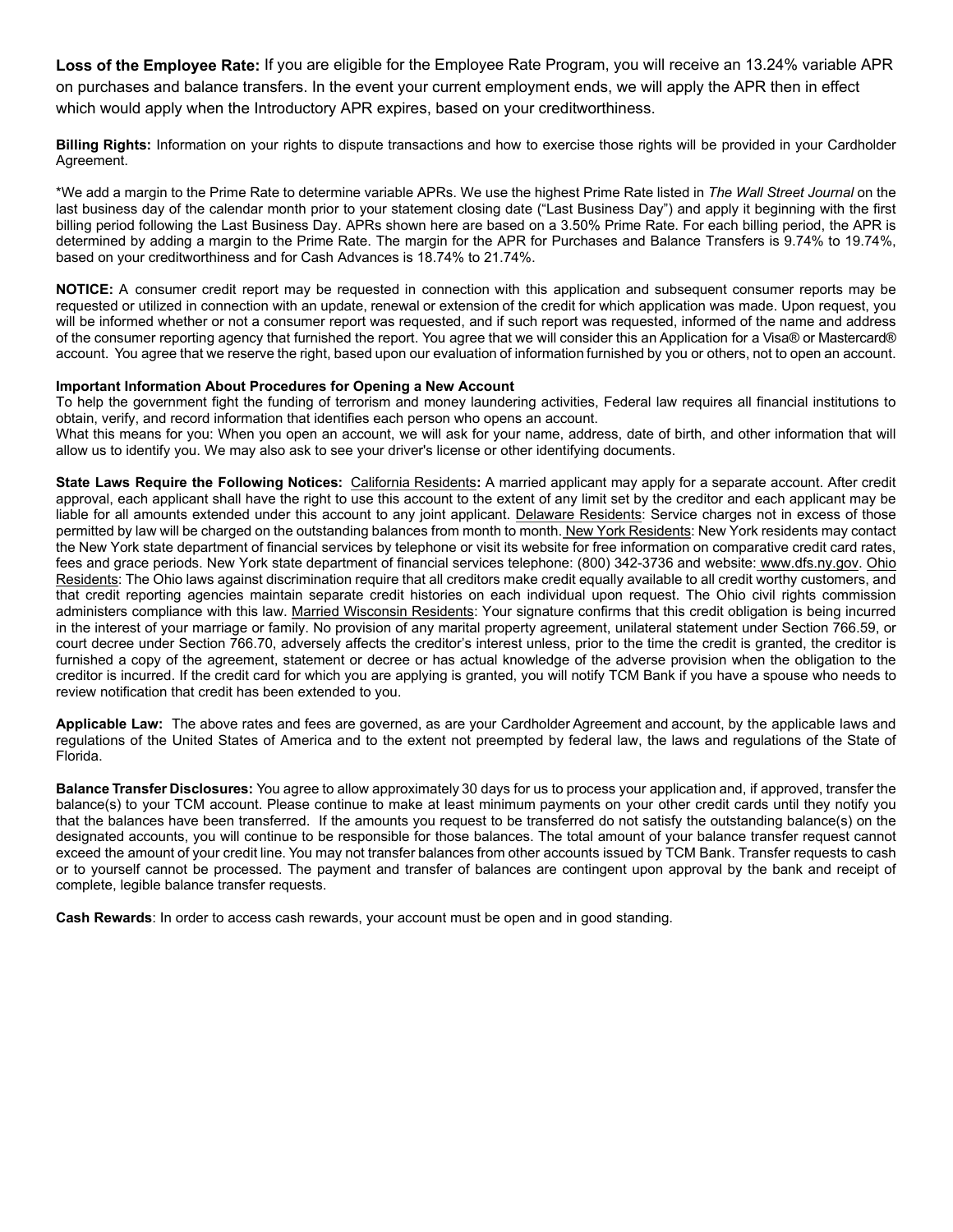**Loss of the Employee Rate:** If you are eligible for the Employee Rate Program, you will receive an 13.24% variable APR on purchases and balance transfers. In the event your current employment ends, we will apply the APR then in effect which would apply when the Introductory APR expires, based on your creditworthiness.

**Billing Rights:** Information on your rights to dispute transactions and how to exercise those rights will be provided in your Cardholder Agreement.

*We add a margin to the Prime Rate to determine variable APRs. We use the highest Prime Rate listed in *The Wall Street Journal* on the last business day of the calendar month prior to your statement closing date ("Last Business Day") and apply it beginning with the first billing period following the Last Business Day. APRs shown here are based on a 3.50% Prime Rate. For each billing period, the APR is determined by adding a margin to the Prime Rate. The margin for the APR for Purchases and Balance Transfers is 9.74% to 19.74%, based on your creditworthiness and for Cash Advances is 18.74% to 21.74%.

**NOTICE:** A consumer credit report may be requested in connection with this application and subsequent consumer reports may be requested or utilized in connection with an update, renewal or extension of the credit for which application was made. Upon request, you will be informed whether or not a consumer report was requested, and if such report was requested, informed of the name and address of the consumer reporting agency that furnished the report. You agree that we will consider this an Application for a Visa® or Mastercard® account. You agree that we reserve the right, based upon our evaluation of information furnished by you or others, not to open an account.

**Important Information About Procedures for Opening a New Account**
To help the government fight the funding of terrorism and money laundering activities, Federal law requires all financial institutions to obtain, verify, and record information that identifies each person who opens an account.
What this means for you: When you open an account, we will ask for your name, address, date of birth, and other information that will allow us to identify you. We may also ask to see your driver's license or other identifying documents.

**State Laws Require the Following Notices:** California Residents**:** A married applicant may apply for a separate account. After credit approval, each applicant shall have the right to use this account to the extent of any limit set by the creditor and each applicant may be liable for all amounts extended under this account to any joint applicant. Delaware Residents: Service charges not in excess of those permitted by law will be charged on the outstanding balances from month to month. New York Residents: New York residents may contact the New York state department of financial services by telephone or visit its website for free information on comparative credit card rates, fees and grace periods. New York state department of financial services telephone: (800) 342-3736 and website: www.dfs.ny.gov. Ohio Residents: The Ohio laws against discrimination require that all creditors make credit equally available to all credit worthy customers, and that credit reporting agencies maintain separate credit histories on each individual upon request. The Ohio civil rights commission administers compliance with this law. Married Wisconsin Residents: Your signature confirms that this credit obligation is being incurred in the interest of your marriage or family. No provision of any marital property agreement, unilateral statement under Section 766.59, or court decree under Section 766.70, adversely affects the creditor's interest unless, prior to the time the credit is granted, the creditor is furnished a copy of the agreement, statement or decree or has actual knowledge of the adverse provision when the obligation to the creditor is incurred. If the credit card for which you are applying is granted, you will notify TCM Bank if you have a spouse who needs to review notification that credit has been extended to you.

**Applicable Law:** The above rates and fees are governed, as are your Cardholder Agreement and account, by the applicable laws and regulations of the United States of America and to the extent not preempted by federal law, the laws and regulations of the State of Florida.

**Balance Transfer Disclosures:** You agree to allow approximately 30 days for us to process your application and, if approved, transfer the balance(s) to your TCM account. Please continue to make at least minimum payments on your other credit cards until they notify you that the balances have been transferred. If the amounts you request to be transferred do not satisfy the outstanding balance(s) on the designated accounts, you will continue to be responsible for those balances. The total amount of your balance transfer request cannot exceed the amount of your credit line. You may not transfer balances from other accounts issued by TCM Bank. Transfer requests to cash or to yourself cannot be processed. The payment and transfer of balances are contingent upon approval by the bank and receipt of complete, legible balance transfer requests.

**Cash Rewards**: In order to access cash rewards, your account must be open and in good standing.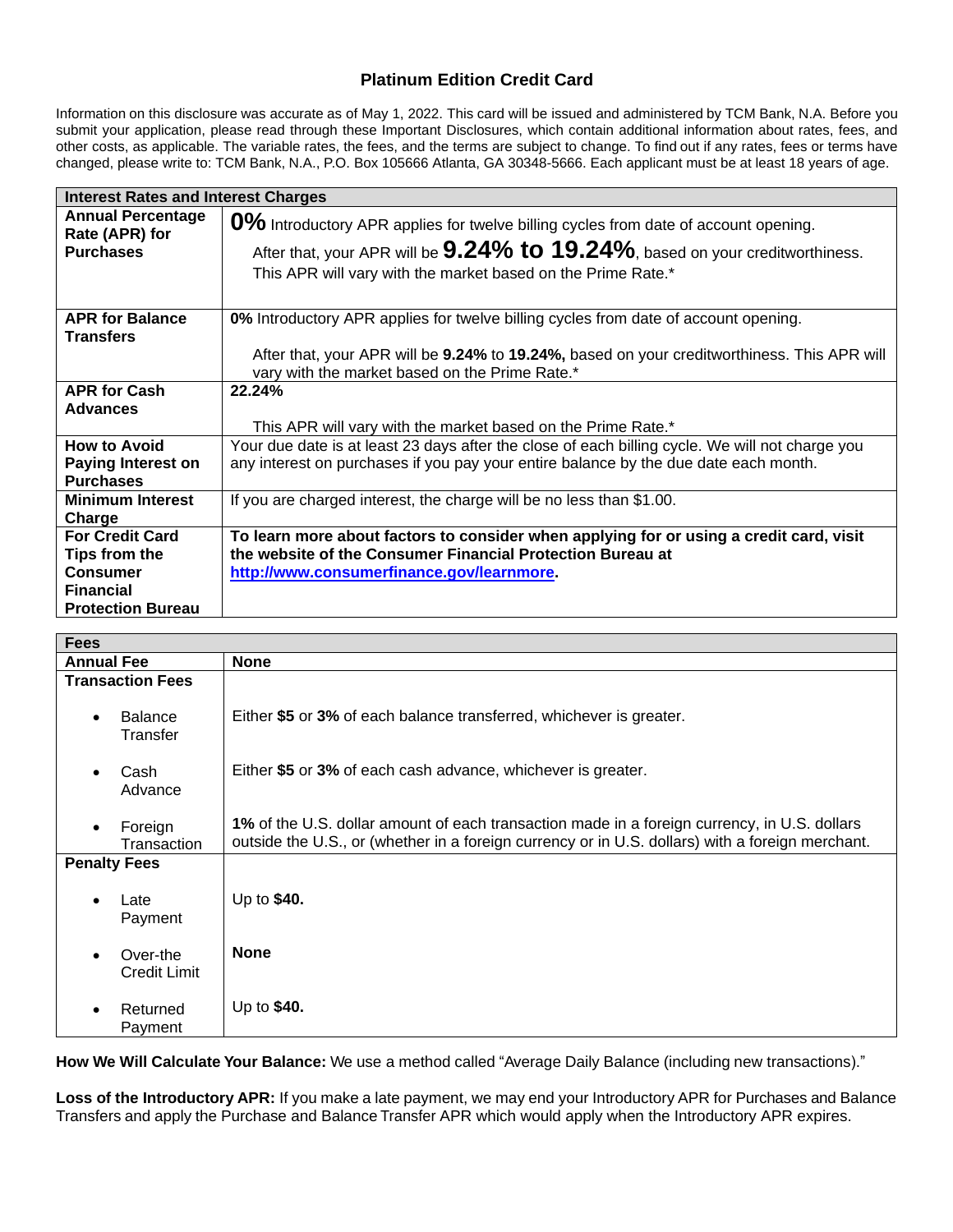# Platinum Edition Credit Card

Information on this disclosure was accurate as of May 1, 2022. This card will be issued and administered by TCM Bank, N.A. Before you submit your application, please read through these Important Disclosures, which contain additional information about rates, fees, and other costs, as applicable. The variable rates, the fees, and the terms are subject to change. To find out if any rates, fees or terms have changed, please write to: TCM Bank, N.A., P.O. Box 105666 Atlanta, GA 30348-5666. Each applicant must be at least 18 years of age.

| Interest Rates and Interest Charges | |
|---|---|
| **Annual Percentage Rate (APR) for Purchases** | **0%** Introductory APR applies for twelve billing cycles from date of account opening.<br><br>After that, your APR will be **9.24% to 19.24%**, based on your creditworthiness. This APR will vary with the market based on the Prime Rate.* |
| **APR for Balance Transfers** | **0%** Introductory APR applies for twelve billing cycles from date of account opening.<br><br>After that, your APR will be **9.24%** to **19.24%,** based on your creditworthiness. This APR will vary with the market based on the Prime Rate.* |
| **APR for Cash Advances** | **22.24%**<br><br>This APR will vary with the market based on the Prime Rate.* |
| **How to Avoid Paying Interest on Purchases** | Your due date is at least 23 days after the close of each billing cycle. We will not charge you any interest on purchases if you pay your entire balance by the due date each month. |
| **Minimum Interest Charge** | If you are charged interest, the charge will be no less than $1.00. |
| **For Credit Card Tips from the Consumer Financial Protection Bureau** | **To learn more about factors to consider when applying for or using a credit card, visit the website of the Consumer Financial Protection Bureau at [http://www.consumerfinance.gov/learnmore](http://www.consumerfinance.gov/learnmore).** |

| Fees | |
|---|---|
| **Annual Fee** | **None** |
| **Transaction Fees** | |
| • Balance Transfer | Either **$5** or **3%** of each balance transferred, whichever is greater. |
| • Cash Advance | Either **$5** or **3%** of each cash advance, whichever is greater. |
| • Foreign Transaction | **1%** of the U.S. dollar amount of each transaction made in a foreign currency, in U.S. dollars outside the U.S., or (whether in a foreign currency or in U.S. dollars) with a foreign merchant. |
| **Penalty Fees** | |
| • Late Payment | Up to **$40.** |
| • Over-the Credit Limit | **None** |
| • Returned Payment | Up to **$40.** |

**How We Will Calculate Your Balance:** We use a method called "Average Daily Balance (including new transactions)."

**Loss of the Introductory APR:** If you make a late payment, we may end your Introductory APR for Purchases and Balance Transfers and apply the Purchase and Balance Transfer APR which would apply when the Introductory APR expires.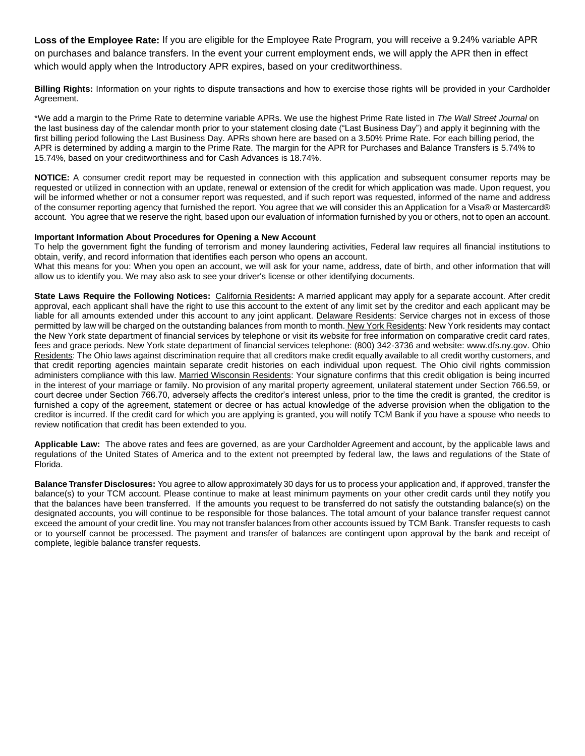**Loss of the Employee Rate:** If you are eligible for the Employee Rate Program, you will receive a 9.24% variable APR on purchases and balance transfers. In the event your current employment ends, we will apply the APR then in effect which would apply when the Introductory APR expires, based on your creditworthiness.

**Billing Rights:** Information on your rights to dispute transactions and how to exercise those rights will be provided in your Cardholder Agreement.

*We add a margin to the Prime Rate to determine variable APRs. We use the highest Prime Rate listed in *The Wall Street Journal* on the last business day of the calendar month prior to your statement closing date ("Last Business Day") and apply it beginning with the first billing period following the Last Business Day. APRs shown here are based on a 3.50% Prime Rate. For each billing period, the APR is determined by adding a margin to the Prime Rate. The margin for the APR for Purchases and Balance Transfers is 5.74% to 15.74%, based on your creditworthiness and for Cash Advances is 18.74%.

**NOTICE:** A consumer credit report may be requested in connection with this application and subsequent consumer reports may be requested or utilized in connection with an update, renewal or extension of the credit for which application was made. Upon request, you will be informed whether or not a consumer report was requested, and if such report was requested, informed of the name and address of the consumer reporting agency that furnished the report. You agree that we will consider this an Application for a Visa® or Mastercard® account. You agree that we reserve the right, based upon our evaluation of information furnished by you or others, not to open an account.

**Important Information About Procedures for Opening a New Account**
To help the government fight the funding of terrorism and money laundering activities, Federal law requires all financial institutions to obtain, verify, and record information that identifies each person who opens an account.
What this means for you: When you open an account, we will ask for your name, address, date of birth, and other information that will allow us to identify you. We may also ask to see your driver's license or other identifying documents.

**State Laws Require the Following Notices:** California Residents**:** A married applicant may apply for a separate account. After credit approval, each applicant shall have the right to use this account to the extent of any limit set by the creditor and each applicant may be liable for all amounts extended under this account to any joint applicant. Delaware Residents: Service charges not in excess of those permitted by law will be charged on the outstanding balances from month to month. New York Residents: New York residents may contact the New York state department of financial services by telephone or visit its website for free information on comparative credit card rates, fees and grace periods. New York state department of financial services telephone: (800) 342-3736 and website: www.dfs.ny.gov. Ohio Residents: The Ohio laws against discrimination require that all creditors make credit equally available to all credit worthy customers, and that credit reporting agencies maintain separate credit histories on each individual upon request. The Ohio civil rights commission administers compliance with this law. Married Wisconsin Residents: Your signature confirms that this credit obligation is being incurred in the interest of your marriage or family. No provision of any marital property agreement, unilateral statement under Section 766.59, or court decree under Section 766.70, adversely affects the creditor's interest unless, prior to the time the credit is granted, the creditor is furnished a copy of the agreement, statement or decree or has actual knowledge of the adverse provision when the obligation to the creditor is incurred. If the credit card for which you are applying is granted, you will notify TCM Bank if you have a spouse who needs to review notification that credit has been extended to you.

**Applicable Law:** The above rates and fees are governed, as are your Cardholder Agreement and account, by the applicable laws and regulations of the United States of America and to the extent not preempted by federal law, the laws and regulations of the State of Florida.

**Balance Transfer Disclosures:** You agree to allow approximately 30 days for us to process your application and, if approved, transfer the balance(s) to your TCM account. Please continue to make at least minimum payments on your other credit cards until they notify you that the balances have been transferred. If the amounts you request to be transferred do not satisfy the outstanding balance(s) on the designated accounts, you will continue to be responsible for those balances. The total amount of your balance transfer request cannot exceed the amount of your credit line. You may not transfer balances from other accounts issued by TCM Bank. Transfer requests to cash or to yourself cannot be processed. The payment and transfer of balances are contingent upon approval by the bank and receipt of complete, legible balance transfer requests.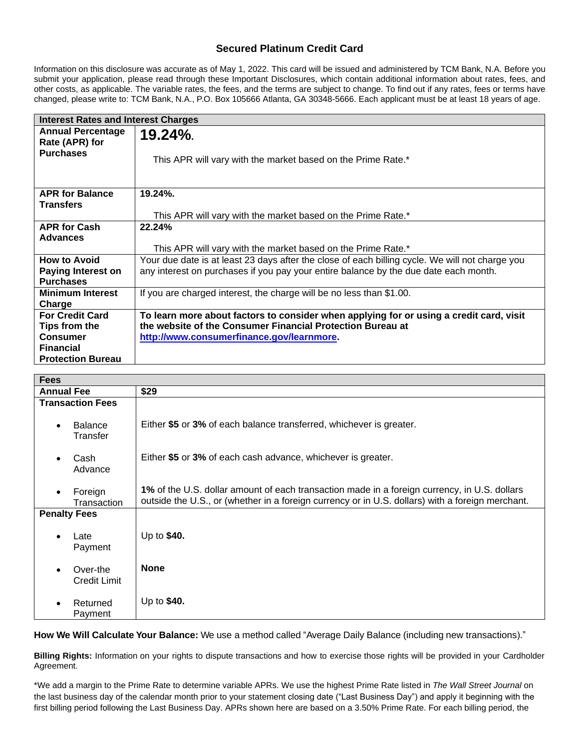## Secured Platinum Credit Card

Information on this disclosure was accurate as of May 1, 2022. This card will be issued and administered by TCM Bank, N.A. Before you submit your application, please read through these Important Disclosures, which contain additional information about rates, fees, and other costs, as applicable. The variable rates, the fees, and the terms are subject to change. To find out if any rates, fees or terms have changed, please write to: TCM Bank, N.A., P.O. Box 105666 Atlanta, GA 30348-5666. Each applicant must be at least 18 years of age.

| Interest Rates and Interest Charges | |
|---|---|
| **Annual Percentage Rate (APR) for Purchases** | **19.24%.**<br><br>This APR will vary with the market based on the Prime Rate.* |
| **APR for Balance Transfers** | **19.24%.**<br><br>This APR will vary with the market based on the Prime Rate.* |
| **APR for Cash Advances** | **22.24%**<br><br>This APR will vary with the market based on the Prime Rate.* |
| **How to Avoid Paying Interest on Purchases** | Your due date is at least 23 days after the close of each billing cycle. We will not charge you any interest on purchases if you pay your entire balance by the due date each month. |
| **Minimum Interest Charge** | If you are charged interest, the charge will be no less than $1.00. |
| **For Credit Card Tips from the Consumer Financial Protection Bureau** | **To learn more about factors to consider when applying for or using a credit card, visit the website of the Consumer Financial Protection Bureau at http://www.consumerfinance.gov/learnmore.** |

| Fees | |
|---|---|
| **Annual Fee** | **$29** |
| **Transaction Fees** | |
| • Balance Transfer | Either **$5** or **3%** of each balance transferred, whichever is greater. |
| • Cash Advance | Either **$5** or **3%** of each cash advance, whichever is greater. |
| • Foreign Transaction | **1%** of the U.S. dollar amount of each transaction made in a foreign currency, in U.S. dollars outside the U.S., or (whether in a foreign currency or in U.S. dollars) with a foreign merchant. |
| **Penalty Fees** | |
| • Late Payment | Up to **$40.** |
| • Over-the Credit Limit | **None** |
| • Returned Payment | Up to **$40.** |

**How We Will Calculate Your Balance:** We use a method called "Average Daily Balance (including new transactions)."

**Billing Rights:** Information on your rights to dispute transactions and how to exercise those rights will be provided in your Cardholder Agreement.

*We add a margin to the Prime Rate to determine variable APRs. We use the highest Prime Rate listed in *The Wall Street Journal* on the last business day of the calendar month prior to your statement closing date ("Last Business Day") and apply it beginning with the first billing period following the Last Business Day. APRs shown here are based on a 3.50% Prime Rate. For each billing period, the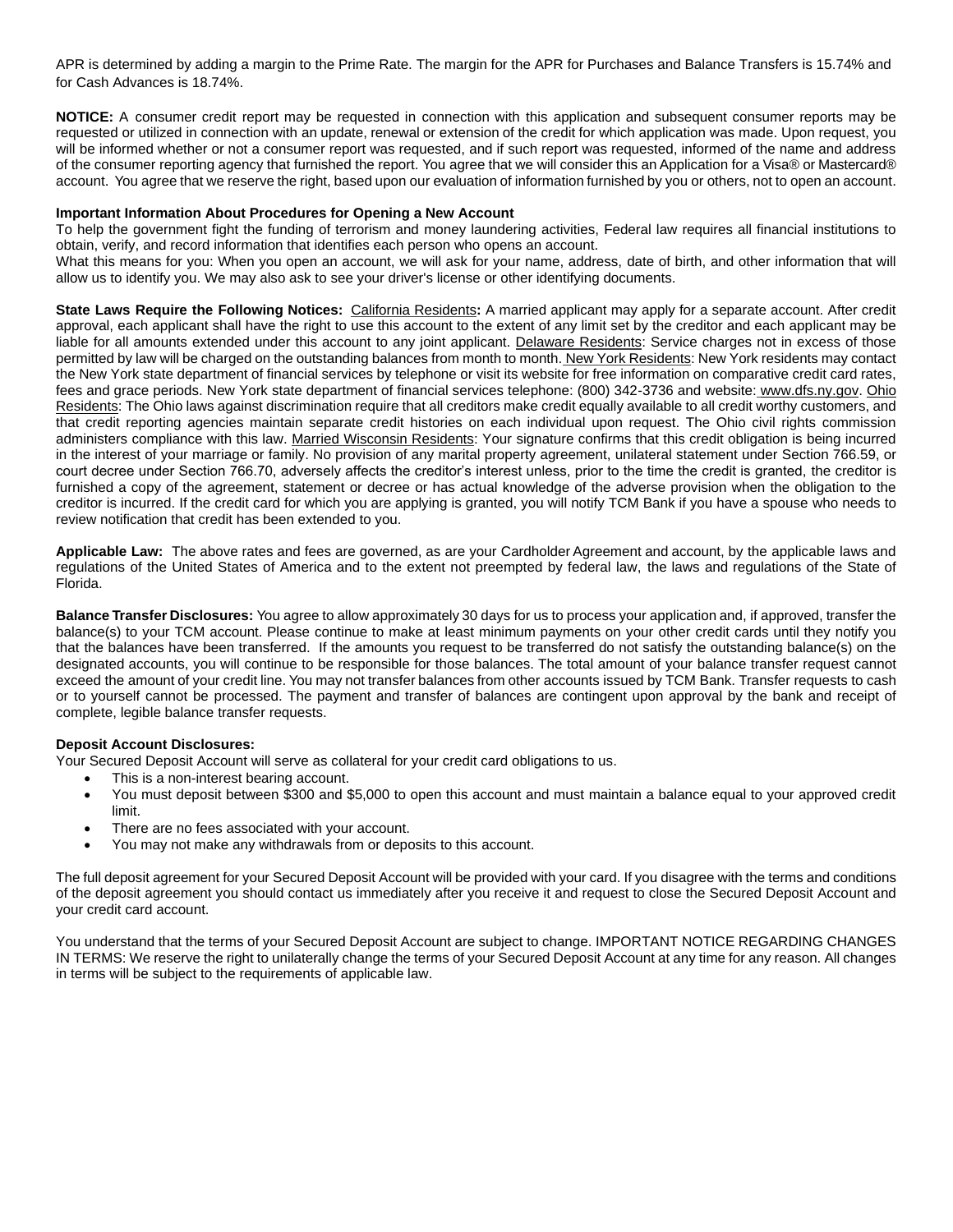APR is determined by adding a margin to the Prime Rate. The margin for the APR for Purchases and Balance Transfers is 15.74% and for Cash Advances is 18.74%.

**NOTICE:** A consumer credit report may be requested in connection with this application and subsequent consumer reports may be requested or utilized in connection with an update, renewal or extension of the credit for which application was made. Upon request, you will be informed whether or not a consumer report was requested, and if such report was requested, informed of the name and address of the consumer reporting agency that furnished the report. You agree that we will consider this an Application for a Visa® or Mastercard® account. You agree that we reserve the right, based upon our evaluation of information furnished by you or others, not to open an account.

**Important Information About Procedures for Opening a New Account**

To help the government fight the funding of terrorism and money laundering activities, Federal law requires all financial institutions to obtain, verify, and record information that identifies each person who opens an account.

What this means for you: When you open an account, we will ask for your name, address, date of birth, and other information that will allow us to identify you. We may also ask to see your driver's license or other identifying documents.

**State Laws Require the Following Notices:** California Residents**:** A married applicant may apply for a separate account. After credit approval, each applicant shall have the right to use this account to the extent of any limit set by the creditor and each applicant may be liable for all amounts extended under this account to any joint applicant. Delaware Residents: Service charges not in excess of those permitted by law will be charged on the outstanding balances from month to month. New York Residents: New York residents may contact the New York state department of financial services by telephone or visit its website for free information on comparative credit card rates, fees and grace periods. New York state department of financial services telephone: (800) 342-3736 and website: www.dfs.ny.gov. Ohio Residents: The Ohio laws against discrimination require that all creditors make credit equally available to all credit worthy customers, and that credit reporting agencies maintain separate credit histories on each individual upon request. The Ohio civil rights commission administers compliance with this law. Married Wisconsin Residents: Your signature confirms that this credit obligation is being incurred in the interest of your marriage or family. No provision of any marital property agreement, unilateral statement under Section 766.59, or court decree under Section 766.70, adversely affects the creditor's interest unless, prior to the time the credit is granted, the creditor is furnished a copy of the agreement, statement or decree or has actual knowledge of the adverse provision when the obligation to the creditor is incurred. If the credit card for which you are applying is granted, you will notify TCM Bank if you have a spouse who needs to review notification that credit has been extended to you.

**Applicable Law:** The above rates and fees are governed, as are your Cardholder Agreement and account, by the applicable laws and regulations of the United States of America and to the extent not preempted by federal law, the laws and regulations of the State of Florida.

**Balance Transfer Disclosures:** You agree to allow approximately 30 days for us to process your application and, if approved, transfer the balance(s) to your TCM account. Please continue to make at least minimum payments on your other credit cards until they notify you that the balances have been transferred. If the amounts you request to be transferred do not satisfy the outstanding balance(s) on the designated accounts, you will continue to be responsible for those balances. The total amount of your balance transfer request cannot exceed the amount of your credit line. You may not transfer balances from other accounts issued by TCM Bank. Transfer requests to cash or to yourself cannot be processed. The payment and transfer of balances are contingent upon approval by the bank and receipt of complete, legible balance transfer requests.

**Deposit Account Disclosures:**

Your Secured Deposit Account will serve as collateral for your credit card obligations to us.

- This is a non-interest bearing account.
- You must deposit between $300 and $5,000 to open this account and must maintain a balance equal to your approved credit limit.
- There are no fees associated with your account.
- You may not make any withdrawals from or deposits to this account.

The full deposit agreement for your Secured Deposit Account will be provided with your card. If you disagree with the terms and conditions of the deposit agreement you should contact us immediately after you receive it and request to close the Secured Deposit Account and your credit card account.

You understand that the terms of your Secured Deposit Account are subject to change. IMPORTANT NOTICE REGARDING CHANGES IN TERMS: We reserve the right to unilaterally change the terms of your Secured Deposit Account at any time for any reason. All changes in terms will be subject to the requirements of applicable law.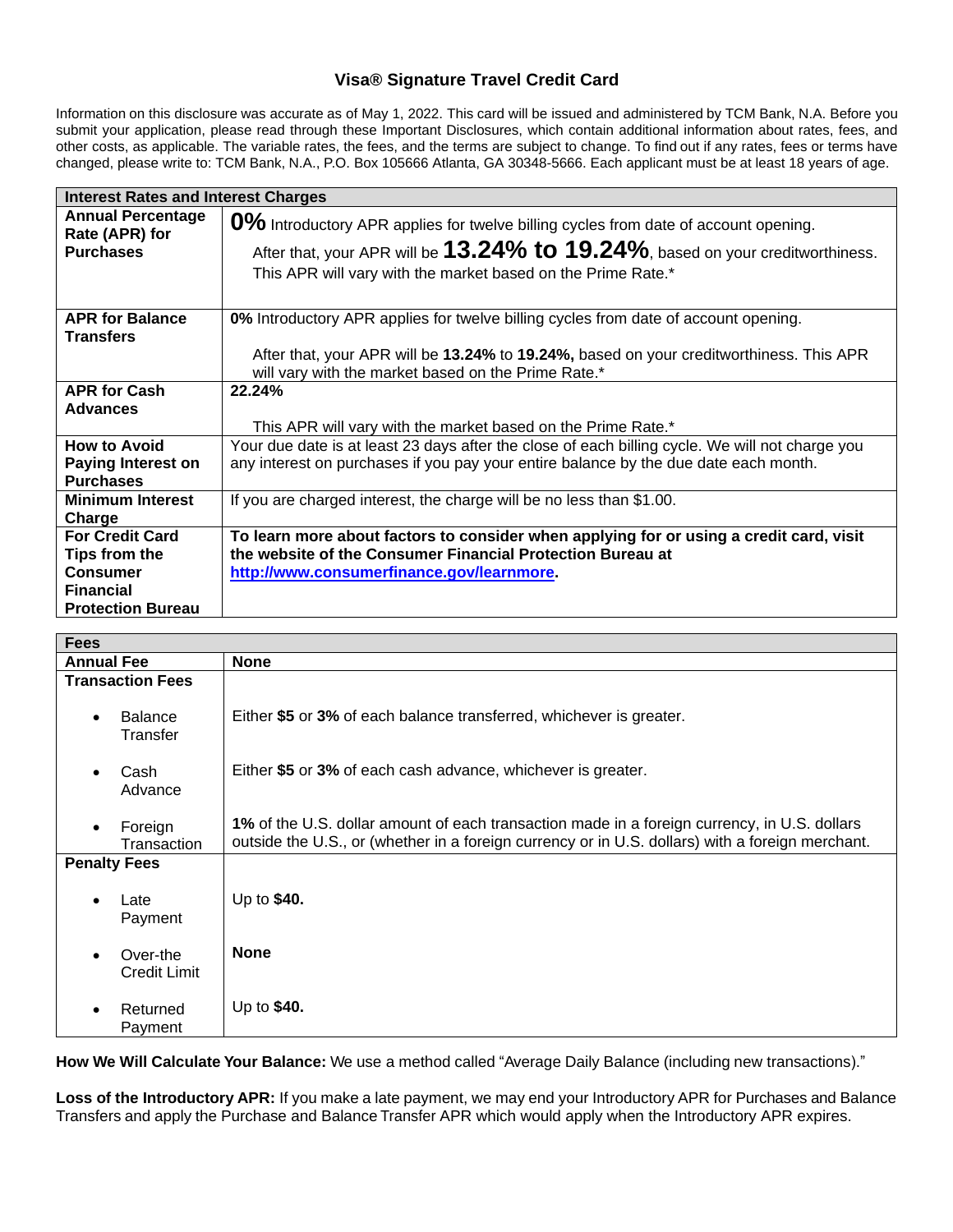# Visa® Signature Travel Credit Card

Information on this disclosure was accurate as of May 1, 2022. This card will be issued and administered by TCM Bank, N.A. Before you submit your application, please read through these Important Disclosures, which contain additional information about rates, fees, and other costs, as applicable. The variable rates, the fees, and the terms are subject to change. To find out if any rates, fees or terms have changed, please write to: TCM Bank, N.A., P.O. Box 105666 Atlanta, GA 30348-5666. Each applicant must be at least 18 years of age.

| Interest Rates and Interest Charges | |
|---|---|
| **Annual Percentage Rate (APR) for Purchases** | **0%** Introductory APR applies for twelve billing cycles from date of account opening.<br><br>After that, your APR will be **13.24% to 19.24%**, based on your creditworthiness. This APR will vary with the market based on the Prime Rate.* |
| **APR for Balance Transfers** | **0%** Introductory APR applies for twelve billing cycles from date of account opening.<br><br>After that, your APR will be **13.24%** to **19.24%,** based on your creditworthiness. This APR will vary with the market based on the Prime Rate.* |
| **APR for Cash Advances** | **22.24%**<br><br>This APR will vary with the market based on the Prime Rate.* |
| **How to Avoid Paying Interest on Purchases** | Your due date is at least 23 days after the close of each billing cycle. We will not charge you any interest on purchases if you pay your entire balance by the due date each month. |
| **Minimum Interest Charge** | If you are charged interest, the charge will be no less than $1.00. |
| **For Credit Card Tips from the Consumer Financial Protection Bureau** | **To learn more about factors to consider when applying for or using a credit card, visit the website of the Consumer Financial Protection Bureau at [http://www.consumerfinance.gov/learnmore](http://www.consumerfinance.gov/learnmore).** |

| Fees | |
|---|---|
| **Annual Fee** | **None** |
| **Transaction Fees** | |
| • Balance Transfer | Either **$5** or **3%** of each balance transferred, whichever is greater. |
| • Cash Advance | Either **$5** or **3%** of each cash advance, whichever is greater. |
| • Foreign Transaction | **1%** of the U.S. dollar amount of each transaction made in a foreign currency, in U.S. dollars outside the U.S., or (whether in a foreign currency or in U.S. dollars) with a foreign merchant. |
| **Penalty Fees** | |
| • Late Payment | Up to **$40.** |
| • Over-the Credit Limit | **None** |
| • Returned Payment | Up to **$40.** |

**How We Will Calculate Your Balance:** We use a method called "Average Daily Balance (including new transactions)."

**Loss of the Introductory APR:** If you make a late payment, we may end your Introductory APR for Purchases and Balance Transfers and apply the Purchase and Balance Transfer APR which would apply when the Introductory APR expires.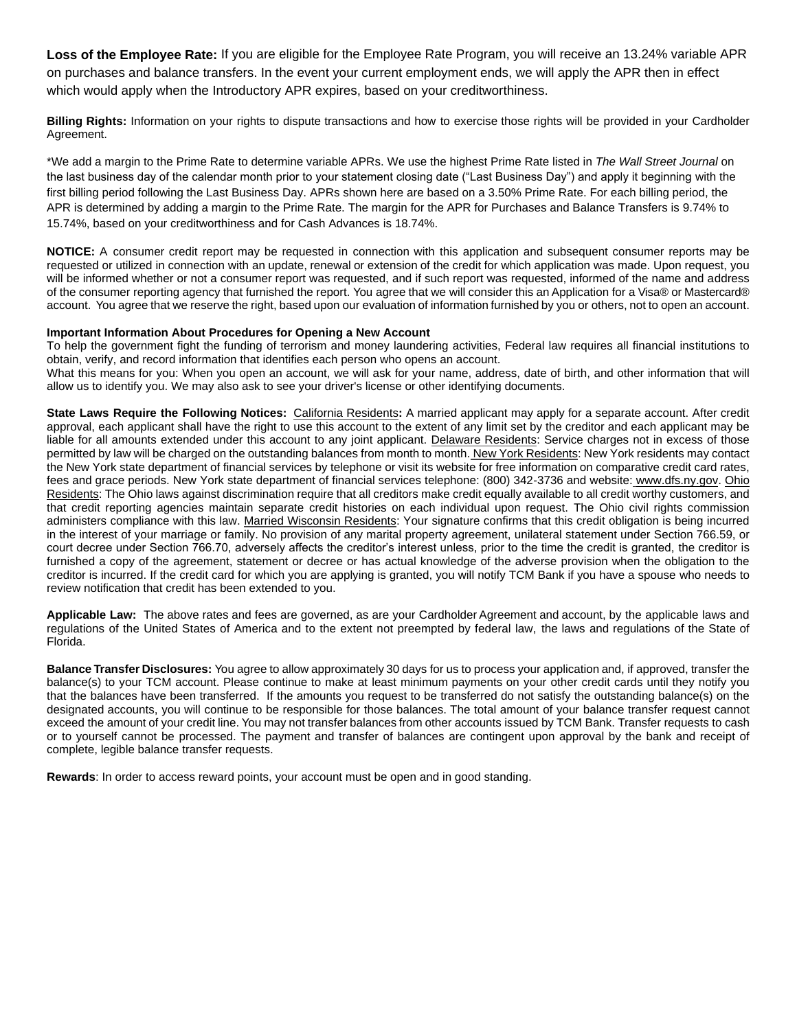**Loss of the Employee Rate:** If you are eligible for the Employee Rate Program, you will receive an 13.24% variable APR on purchases and balance transfers. In the event your current employment ends, we will apply the APR then in effect which would apply when the Introductory APR expires, based on your creditworthiness.

**Billing Rights:** Information on your rights to dispute transactions and how to exercise those rights will be provided in your Cardholder Agreement.

*We add a margin to the Prime Rate to determine variable APRs. We use the highest Prime Rate listed in *The Wall Street Journal* on the last business day of the calendar month prior to your statement closing date ("Last Business Day") and apply it beginning with the first billing period following the Last Business Day. APRs shown here are based on a 3.50% Prime Rate. For each billing period, the APR is determined by adding a margin to the Prime Rate. The margin for the APR for Purchases and Balance Transfers is 9.74% to 15.74%, based on your creditworthiness and for Cash Advances is 18.74%.

**NOTICE:** A consumer credit report may be requested in connection with this application and subsequent consumer reports may be requested or utilized in connection with an update, renewal or extension of the credit for which application was made. Upon request, you will be informed whether or not a consumer report was requested, and if such report was requested, informed of the name and address of the consumer reporting agency that furnished the report. You agree that we will consider this an Application for a Visa® or Mastercard® account. You agree that we reserve the right, based upon our evaluation of information furnished by you or others, not to open an account.

**Important Information About Procedures for Opening a New Account**
To help the government fight the funding of terrorism and money laundering activities, Federal law requires all financial institutions to obtain, verify, and record information that identifies each person who opens an account.
What this means for you: When you open an account, we will ask for your name, address, date of birth, and other information that will allow us to identify you. We may also ask to see your driver's license or other identifying documents.

**State Laws Require the Following Notices:** California Residents**:** A married applicant may apply for a separate account. After credit approval, each applicant shall have the right to use this account to the extent of any limit set by the creditor and each applicant may be liable for all amounts extended under this account to any joint applicant. Delaware Residents: Service charges not in excess of those permitted by law will be charged on the outstanding balances from month to month. New York Residents: New York residents may contact the New York state department of financial services by telephone or visit its website for free information on comparative credit card rates, fees and grace periods. New York state department of financial services telephone: (800) 342-3736 and website: www.dfs.ny.gov. Ohio Residents: The Ohio laws against discrimination require that all creditors make credit equally available to all credit worthy customers, and that credit reporting agencies maintain separate credit histories on each individual upon request. The Ohio civil rights commission administers compliance with this law. Married Wisconsin Residents: Your signature confirms that this credit obligation is being incurred in the interest of your marriage or family. No provision of any marital property agreement, unilateral statement under Section 766.59, or court decree under Section 766.70, adversely affects the creditor's interest unless, prior to the time the credit is granted, the creditor is furnished a copy of the agreement, statement or decree or has actual knowledge of the adverse provision when the obligation to the creditor is incurred. If the credit card for which you are applying is granted, you will notify TCM Bank if you have a spouse who needs to review notification that credit has been extended to you.

**Applicable Law:** The above rates and fees are governed, as are your Cardholder Agreement and account, by the applicable laws and regulations of the United States of America and to the extent not preempted by federal law, the laws and regulations of the State of Florida.

**Balance Transfer Disclosures:** You agree to allow approximately 30 days for us to process your application and, if approved, transfer the balance(s) to your TCM account. Please continue to make at least minimum payments on your other credit cards until they notify you that the balances have been transferred. If the amounts you request to be transferred do not satisfy the outstanding balance(s) on the designated accounts, you will continue to be responsible for those balances. The total amount of your balance transfer request cannot exceed the amount of your credit line. You may not transfer balances from other accounts issued by TCM Bank. Transfer requests to cash or to yourself cannot be processed. The payment and transfer of balances are contingent upon approval by the bank and receipt of complete, legible balance transfer requests.

**Rewards**: In order to access reward points, your account must be open and in good standing.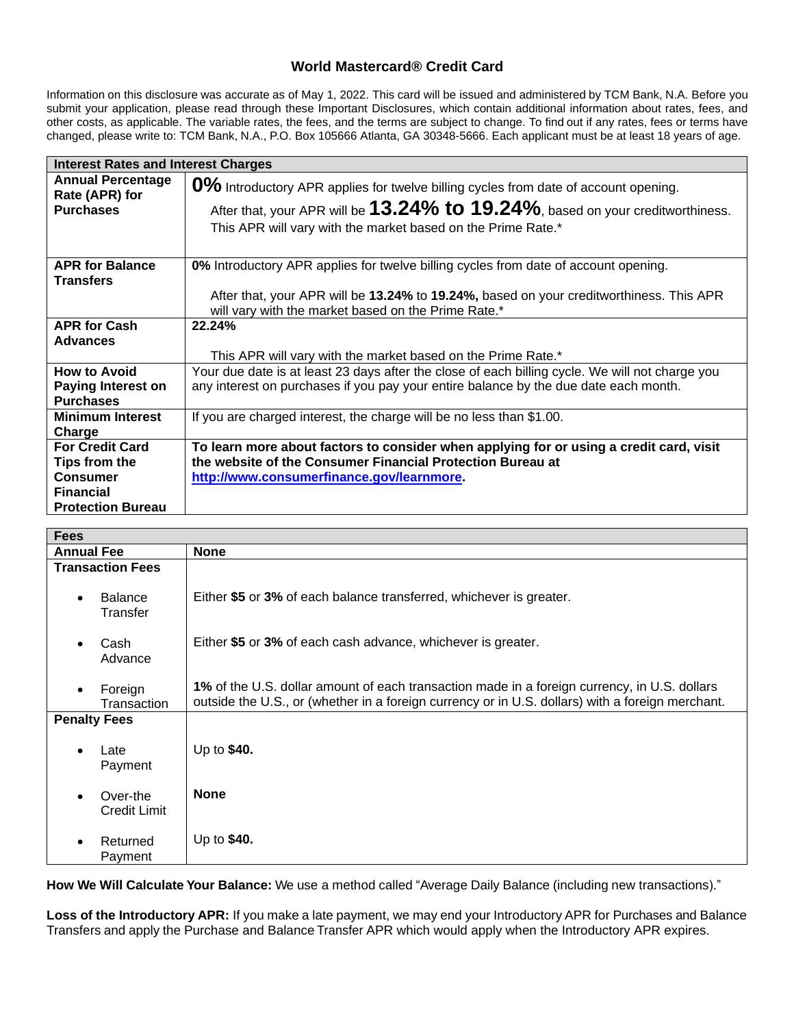# World Mastercard® Credit Card

Information on this disclosure was accurate as of May 1, 2022. This card will be issued and administered by TCM Bank, N.A. Before you submit your application, please read through these Important Disclosures, which contain additional information about rates, fees, and other costs, as applicable. The variable rates, the fees, and the terms are subject to change. To find out if any rates, fees or terms have changed, please write to: TCM Bank, N.A., P.O. Box 105666 Atlanta, GA 30348-5666. Each applicant must be at least 18 years of age.

| Interest Rates and Interest Charges | |
|---|---|
| **Annual Percentage Rate (APR) for Purchases** | **0%** Introductory APR applies for twelve billing cycles from date of account opening.<br><br>After that, your APR will be **13.24% to 19.24%**, based on your creditworthiness. This APR will vary with the market based on the Prime Rate.* |
| **APR for Balance Transfers** | **0%** Introductory APR applies for twelve billing cycles from date of account opening.<br><br>After that, your APR will be **13.24%** to **19.24%,** based on your creditworthiness. This APR will vary with the market based on the Prime Rate.* |
| **APR for Cash Advances** | **22.24%**<br><br>This APR will vary with the market based on the Prime Rate.* |
| **How to Avoid Paying Interest on Purchases** | Your due date is at least 23 days after the close of each billing cycle. We will not charge you any interest on purchases if you pay your entire balance by the due date each month. |
| **Minimum Interest Charge** | If you are charged interest, the charge will be no less than $1.00. |
| **For Credit Card Tips from the Consumer Financial Protection Bureau** | **To learn more about factors to consider when applying for or using a credit card, visit the website of the Consumer Financial Protection Bureau at [http://www.consumerfinance.gov/learnmore](http://www.consumerfinance.gov/learnmore).** |

| Fees | |
|---|---|
| **Annual Fee** | **None** |
| **Transaction Fees** | |
| • Balance Transfer | Either **$5** or **3%** of each balance transferred, whichever is greater. |
| • Cash Advance | Either **$5** or **3%** of each cash advance, whichever is greater. |
| • Foreign Transaction | **1%** of the U.S. dollar amount of each transaction made in a foreign currency, in U.S. dollars outside the U.S., or (whether in a foreign currency or in U.S. dollars) with a foreign merchant. |
| **Penalty Fees** | |
| • Late Payment | Up to **$40.** |
| • Over-the Credit Limit | **None** |
| • Returned Payment | Up to **$40.** |

**How We Will Calculate Your Balance:** We use a method called "Average Daily Balance (including new transactions)."

**Loss of the Introductory APR:** If you make a late payment, we may end your Introductory APR for Purchases and Balance Transfers and apply the Purchase and Balance Transfer APR which would apply when the Introductory APR expires.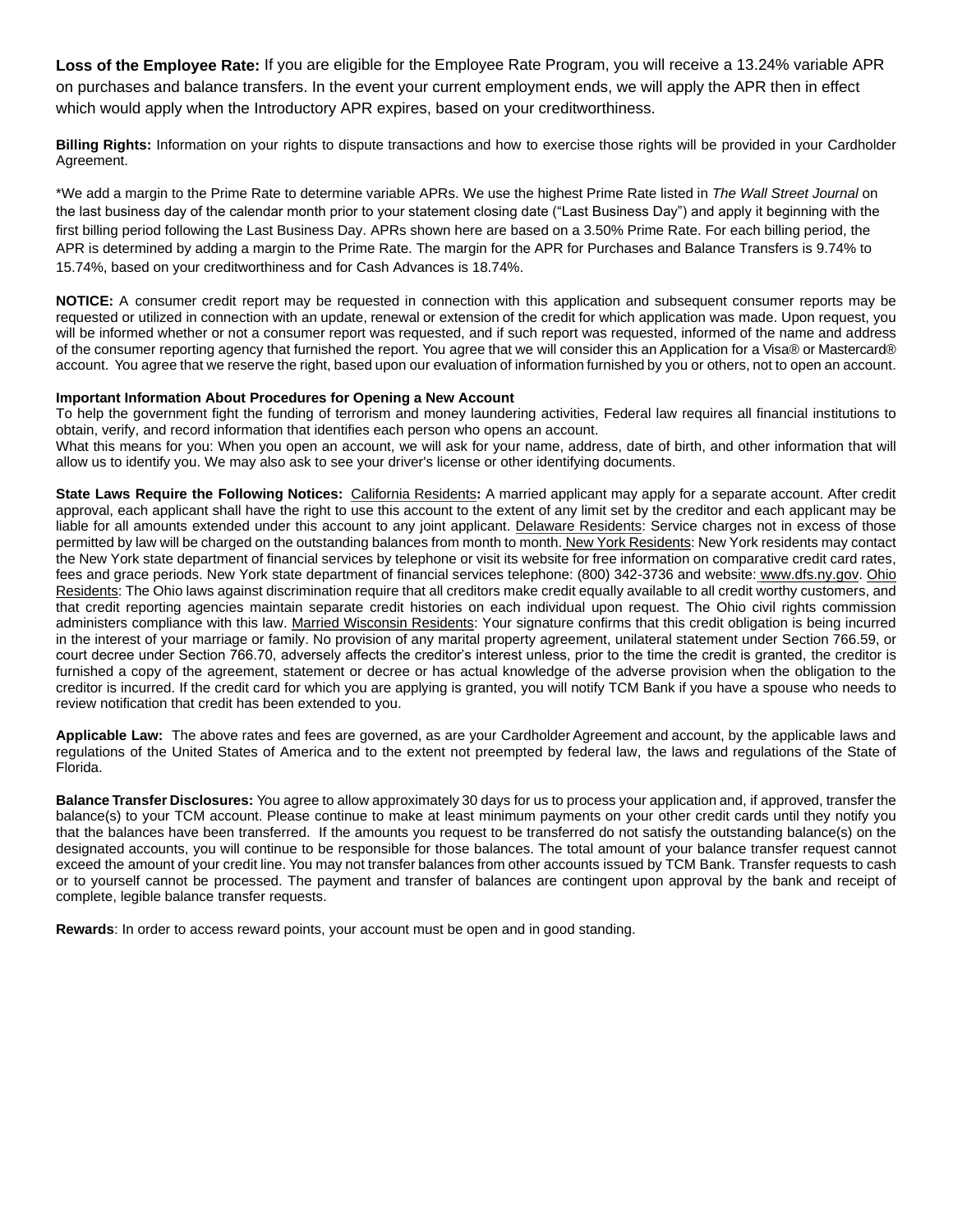**Loss of the Employee Rate:** If you are eligible for the Employee Rate Program, you will receive a 13.24% variable APR on purchases and balance transfers. In the event your current employment ends, we will apply the APR then in effect which would apply when the Introductory APR expires, based on your creditworthiness.

**Billing Rights:** Information on your rights to dispute transactions and how to exercise those rights will be provided in your Cardholder Agreement.

*We add a margin to the Prime Rate to determine variable APRs. We use the highest Prime Rate listed in *The Wall Street Journal* on the last business day of the calendar month prior to your statement closing date ("Last Business Day") and apply it beginning with the first billing period following the Last Business Day. APRs shown here are based on a 3.50% Prime Rate. For each billing period, the APR is determined by adding a margin to the Prime Rate. The margin for the APR for Purchases and Balance Transfers is 9.74% to 15.74%, based on your creditworthiness and for Cash Advances is 18.74%.

**NOTICE:** A consumer credit report may be requested in connection with this application and subsequent consumer reports may be requested or utilized in connection with an update, renewal or extension of the credit for which application was made. Upon request, you will be informed whether or not a consumer report was requested, and if such report was requested, informed of the name and address of the consumer reporting agency that furnished the report. You agree that we will consider this an Application for a Visa® or Mastercard® account. You agree that we reserve the right, based upon our evaluation of information furnished by you or others, not to open an account.

**Important Information About Procedures for Opening a New Account**
To help the government fight the funding of terrorism and money laundering activities, Federal law requires all financial institutions to obtain, verify, and record information that identifies each person who opens an account.
What this means for you: When you open an account, we will ask for your name, address, date of birth, and other information that will allow us to identify you. We may also ask to see your driver's license or other identifying documents.

**State Laws Require the Following Notices:** California Residents**:** A married applicant may apply for a separate account. After credit approval, each applicant shall have the right to use this account to the extent of any limit set by the creditor and each applicant may be liable for all amounts extended under this account to any joint applicant. Delaware Residents: Service charges not in excess of those permitted by law will be charged on the outstanding balances from month to month. New York Residents: New York residents may contact the New York state department of financial services by telephone or visit its website for free information on comparative credit card rates, fees and grace periods. New York state department of financial services telephone: (800) 342-3736 and website: www.dfs.ny.gov. Ohio Residents: The Ohio laws against discrimination require that all creditors make credit equally available to all credit worthy customers, and that credit reporting agencies maintain separate credit histories on each individual upon request. The Ohio civil rights commission administers compliance with this law. Married Wisconsin Residents: Your signature confirms that this credit obligation is being incurred in the interest of your marriage or family. No provision of any marital property agreement, unilateral statement under Section 766.59, or court decree under Section 766.70, adversely affects the creditor's interest unless, prior to the time the credit is granted, the creditor is furnished a copy of the agreement, statement or decree or has actual knowledge of the adverse provision when the obligation to the creditor is incurred. If the credit card for which you are applying is granted, you will notify TCM Bank if you have a spouse who needs to review notification that credit has been extended to you.

**Applicable Law:** The above rates and fees are governed, as are your Cardholder Agreement and account, by the applicable laws and regulations of the United States of America and to the extent not preempted by federal law, the laws and regulations of the State of Florida.

**Balance Transfer Disclosures:** You agree to allow approximately 30 days for us to process your application and, if approved, transfer the balance(s) to your TCM account. Please continue to make at least minimum payments on your other credit cards until they notify you that the balances have been transferred. If the amounts you request to be transferred do not satisfy the outstanding balance(s) on the designated accounts, you will continue to be responsible for those balances. The total amount of your balance transfer request cannot exceed the amount of your credit line. You may not transfer balances from other accounts issued by TCM Bank. Transfer requests to cash or to yourself cannot be processed. The payment and transfer of balances are contingent upon approval by the bank and receipt of complete, legible balance transfer requests.

**Rewards**: In order to access reward points, your account must be open and in good standing.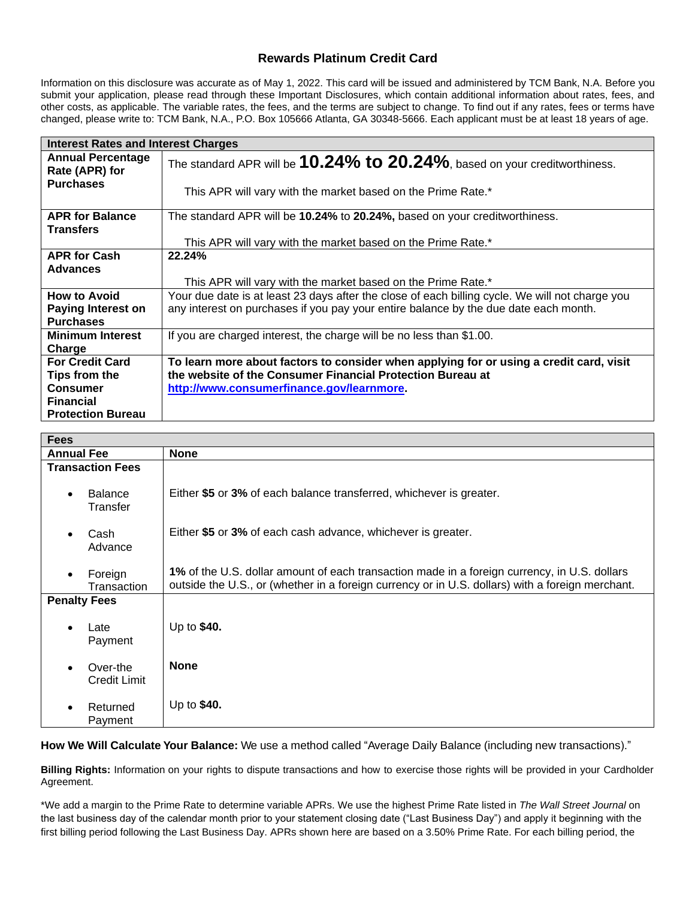## Rewards Platinum Credit Card

Information on this disclosure was accurate as of May 1, 2022. This card will be issued and administered by TCM Bank, N.A. Before you submit your application, please read through these Important Disclosures, which contain additional information about rates, fees, and other costs, as applicable. The variable rates, the fees, and the terms are subject to change. To find out if any rates, fees or terms have changed, please write to: TCM Bank, N.A., P.O. Box 105666 Atlanta, GA 30348-5666. Each applicant must be at least 18 years of age.

| **Interest Rates and Interest Charges** | |
|---|---|
| **Annual Percentage Rate (APR) for Purchases** | The standard APR will be **10.24% to 20.24%**, based on your creditworthiness.<br><br>This APR will vary with the market based on the Prime Rate.* |
| **APR for Balance Transfers** | The standard APR will be **10.24%** to **20.24%,** based on your creditworthiness.<br><br>This APR will vary with the market based on the Prime Rate.* |
| **APR for Cash Advances** | **22.24%**<br><br>This APR will vary with the market based on the Prime Rate.* |
| **How to Avoid Paying Interest on Purchases** | Your due date is at least 23 days after the close of each billing cycle. We will not charge you any interest on purchases if you pay your entire balance by the due date each month. |
| **Minimum Interest Charge** | If you are charged interest, the charge will be no less than $1.00. |
| **For Credit Card Tips from the Consumer Financial Protection Bureau** | **To learn more about factors to consider when applying for or using a credit card, visit the website of the Consumer Financial Protection Bureau at [http://www.consumerfinance.gov/learnmore](http://www.consumerfinance.gov/learnmore).** |

| **Fees** | |
|---|---|
| **Annual Fee** | **None** |
| **Transaction Fees** | |
| • Balance Transfer | Either **$5** or **3%** of each balance transferred, whichever is greater. |
| • Cash Advance | Either **$5** or **3%** of each cash advance, whichever is greater. |
| • Foreign Transaction | **1%** of the U.S. dollar amount of each transaction made in a foreign currency, in U.S. dollars outside the U.S., or (whether in a foreign currency or in U.S. dollars) with a foreign merchant. |
| **Penalty Fees** | |
| • Late Payment | Up to **$40.** |
| • Over-the Credit Limit | **None** |
| • Returned Payment | Up to **$40.** |

**How We Will Calculate Your Balance:** We use a method called "Average Daily Balance (including new transactions)."

**Billing Rights:** Information on your rights to dispute transactions and how to exercise those rights will be provided in your Cardholder Agreement.

*We add a margin to the Prime Rate to determine variable APRs. We use the highest Prime Rate listed in *The Wall Street Journal* on the last business day of the calendar month prior to your statement closing date ("Last Business Day") and apply it beginning with the first billing period following the Last Business Day. APRs shown here are based on a 3.50% Prime Rate. For each billing period, the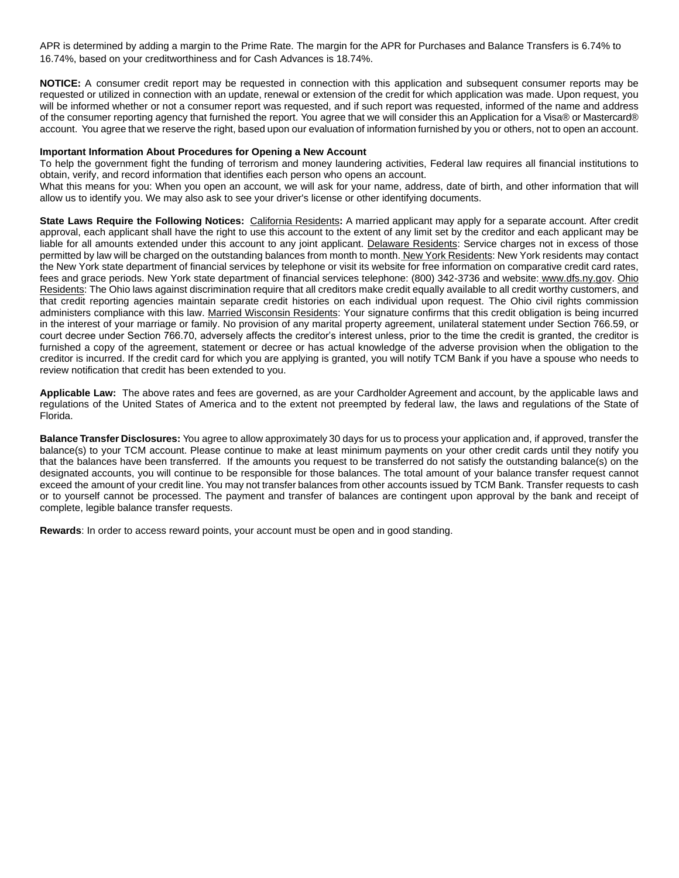APR is determined by adding a margin to the Prime Rate. The margin for the APR for Purchases and Balance Transfers is 6.74% to 16.74%, based on your creditworthiness and for Cash Advances is 18.74%.

**NOTICE:** A consumer credit report may be requested in connection with this application and subsequent consumer reports may be requested or utilized in connection with an update, renewal or extension of the credit for which application was made. Upon request, you will be informed whether or not a consumer report was requested, and if such report was requested, informed of the name and address of the consumer reporting agency that furnished the report. You agree that we will consider this an Application for a Visa® or Mastercard® account. You agree that we reserve the right, based upon our evaluation of information furnished by you or others, not to open an account.

**Important Information About Procedures for Opening a New Account**

To help the government fight the funding of terrorism and money laundering activities, Federal law requires all financial institutions to obtain, verify, and record information that identifies each person who opens an account.

What this means for you: When you open an account, we will ask for your name, address, date of birth, and other information that will allow us to identify you. We may also ask to see your driver's license or other identifying documents.

**State Laws Require the Following Notices:** California Residents**:** A married applicant may apply for a separate account. After credit approval, each applicant shall have the right to use this account to the extent of any limit set by the creditor and each applicant may be liable for all amounts extended under this account to any joint applicant. Delaware Residents: Service charges not in excess of those permitted by law will be charged on the outstanding balances from month to month. New York Residents: New York residents may contact the New York state department of financial services by telephone or visit its website for free information on comparative credit card rates, fees and grace periods. New York state department of financial services telephone: (800) 342-3736 and website: www.dfs.ny.gov. Ohio Residents: The Ohio laws against discrimination require that all creditors make credit equally available to all credit worthy customers, and that credit reporting agencies maintain separate credit histories on each individual upon request. The Ohio civil rights commission administers compliance with this law. Married Wisconsin Residents: Your signature confirms that this credit obligation is being incurred in the interest of your marriage or family. No provision of any marital property agreement, unilateral statement under Section 766.59, or court decree under Section 766.70, adversely affects the creditor's interest unless, prior to the time the credit is granted, the creditor is furnished a copy of the agreement, statement or decree or has actual knowledge of the adverse provision when the obligation to the creditor is incurred. If the credit card for which you are applying is granted, you will notify TCM Bank if you have a spouse who needs to review notification that credit has been extended to you.

**Applicable Law:** The above rates and fees are governed, as are your Cardholder Agreement and account, by the applicable laws and regulations of the United States of America and to the extent not preempted by federal law, the laws and regulations of the State of Florida.

**Balance Transfer Disclosures:** You agree to allow approximately 30 days for us to process your application and, if approved, transfer the balance(s) to your TCM account. Please continue to make at least minimum payments on your other credit cards until they notify you that the balances have been transferred. If the amounts you request to be transferred do not satisfy the outstanding balance(s) on the designated accounts, you will continue to be responsible for those balances. The total amount of your balance transfer request cannot exceed the amount of your credit line. You may not transfer balances from other accounts issued by TCM Bank. Transfer requests to cash or to yourself cannot be processed. The payment and transfer of balances are contingent upon approval by the bank and receipt of complete, legible balance transfer requests.

**Rewards**: In order to access reward points, your account must be open and in good standing.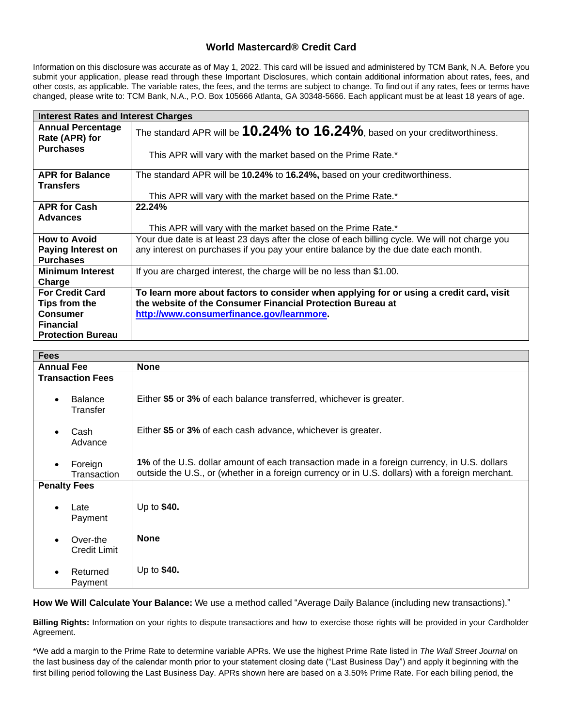# World Mastercard® Credit Card

Information on this disclosure was accurate as of May 1, 2022. This card will be issued and administered by TCM Bank, N.A. Before you submit your application, please read through these Important Disclosures, which contain additional information about rates, fees, and other costs, as applicable. The variable rates, the fees, and the terms are subject to change. To find out if any rates, fees or terms have changed, please write to: TCM Bank, N.A., P.O. Box 105666 Atlanta, GA 30348-5666. Each applicant must be at least 18 years of age.

| **Interest Rates and Interest Charges** | |
|---|---|
| **Annual Percentage Rate (APR) for Purchases** | The standard APR will be **10.24% to 16.24%**, based on your creditworthiness.<br><br>This APR will vary with the market based on the Prime Rate.* |
| **APR for Balance Transfers** | The standard APR will be **10.24%** to **16.24%,** based on your creditworthiness.<br><br>This APR will vary with the market based on the Prime Rate.* |
| **APR for Cash Advances** | **22.24%**<br><br>This APR will vary with the market based on the Prime Rate.* |
| **How to Avoid Paying Interest on Purchases** | Your due date is at least 23 days after the close of each billing cycle. We will not charge you any interest on purchases if you pay your entire balance by the due date each month. |
| **Minimum Interest Charge** | If you are charged interest, the charge will be no less than $1.00. |
| **For Credit Card Tips from the Consumer Financial Protection Bureau** | **To learn more about factors to consider when applying for or using a credit card, visit the website of the Consumer Financial Protection Bureau at [http://www.consumerfinance.gov/learnmore](http://www.consumerfinance.gov/learnmore).** |

| **Fees** | |
|---|---|
| **Annual Fee** | **None** |
| **Transaction Fees** | |
| • Balance Transfer | Either **$5** or **3%** of each balance transferred, whichever is greater. |
| • Cash Advance | Either **$5** or **3%** of each cash advance, whichever is greater. |
| • Foreign Transaction | **1%** of the U.S. dollar amount of each transaction made in a foreign currency, in U.S. dollars outside the U.S., or (whether in a foreign currency or in U.S. dollars) with a foreign merchant. |
| **Penalty Fees** | |
| • Late Payment | Up to **$40.** |
| • Over-the Credit Limit | **None** |
| • Returned Payment | Up to **$40.** |

**How We Will Calculate Your Balance:** We use a method called "Average Daily Balance (including new transactions)."

**Billing Rights:** Information on your rights to dispute transactions and how to exercise those rights will be provided in your Cardholder Agreement.

*We add a margin to the Prime Rate to determine variable APRs. We use the highest Prime Rate listed in *The Wall Street Journal* on the last business day of the calendar month prior to your statement closing date ("Last Business Day") and apply it beginning with the first billing period following the Last Business Day. APRs shown here are based on a 3.50% Prime Rate. For each billing period, the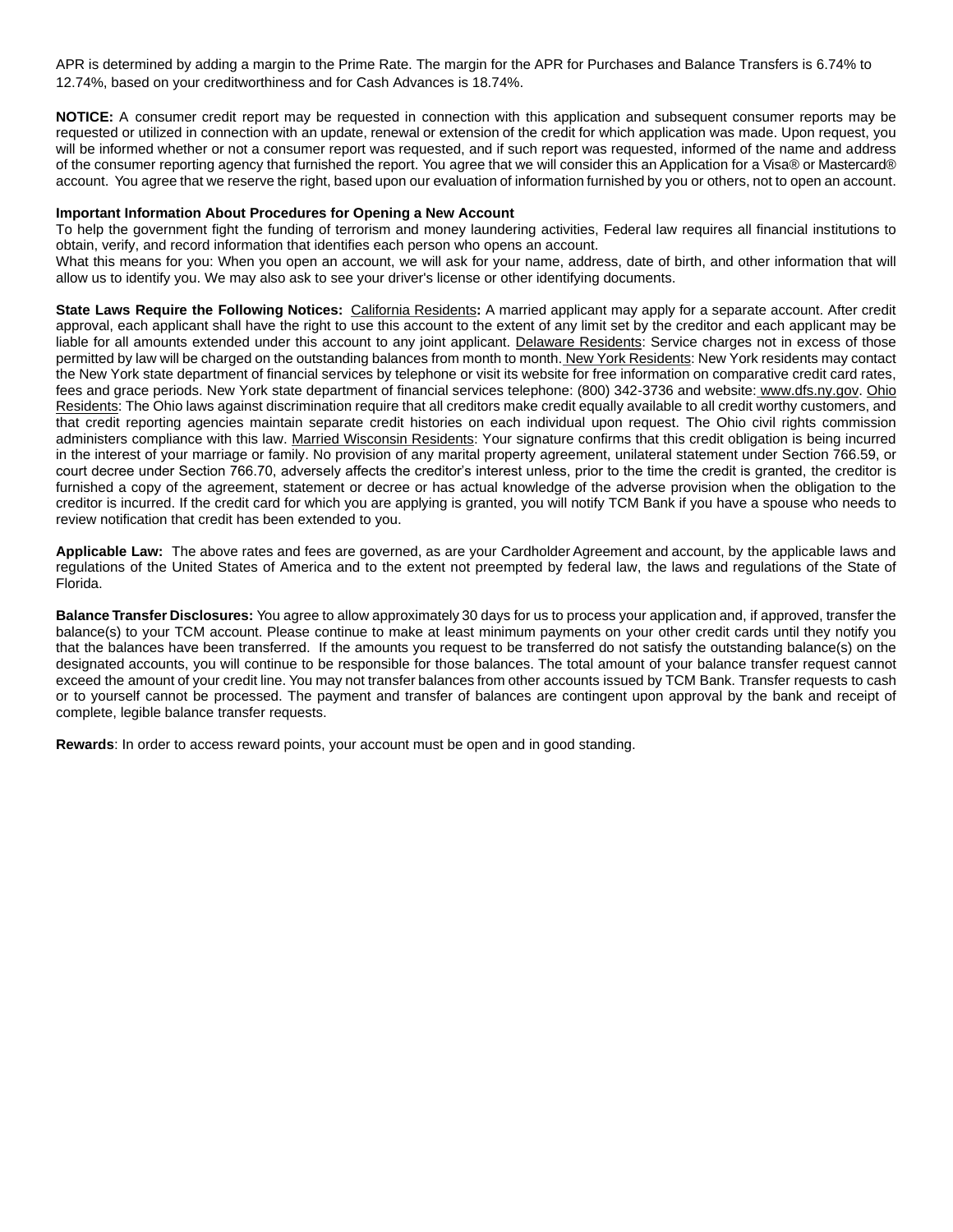APR is determined by adding a margin to the Prime Rate. The margin for the APR for Purchases and Balance Transfers is 6.74% to 12.74%, based on your creditworthiness and for Cash Advances is 18.74%.

**NOTICE:** A consumer credit report may be requested in connection with this application and subsequent consumer reports may be requested or utilized in connection with an update, renewal or extension of the credit for which application was made. Upon request, you will be informed whether or not a consumer report was requested, and if such report was requested, informed of the name and address of the consumer reporting agency that furnished the report. You agree that we will consider this an Application for a Visa® or Mastercard® account. You agree that we reserve the right, based upon our evaluation of information furnished by you or others, not to open an account.

**Important Information About Procedures for Opening a New Account**
To help the government fight the funding of terrorism and money laundering activities, Federal law requires all financial institutions to obtain, verify, and record information that identifies each person who opens an account.
What this means for you: When you open an account, we will ask for your name, address, date of birth, and other information that will allow us to identify you. We may also ask to see your driver's license or other identifying documents.

**State Laws Require the Following Notices:** California Residents**:** A married applicant may apply for a separate account. After credit approval, each applicant shall have the right to use this account to the extent of any limit set by the creditor and each applicant may be liable for all amounts extended under this account to any joint applicant. Delaware Residents: Service charges not in excess of those permitted by law will be charged on the outstanding balances from month to month. New York Residents: New York residents may contact the New York state department of financial services by telephone or visit its website for free information on comparative credit card rates, fees and grace periods. New York state department of financial services telephone: (800) 342-3736 and website: www.dfs.ny.gov. Ohio Residents: The Ohio laws against discrimination require that all creditors make credit equally available to all credit worthy customers, and that credit reporting agencies maintain separate credit histories on each individual upon request. The Ohio civil rights commission administers compliance with this law. Married Wisconsin Residents: Your signature confirms that this credit obligation is being incurred in the interest of your marriage or family. No provision of any marital property agreement, unilateral statement under Section 766.59, or court decree under Section 766.70, adversely affects the creditor's interest unless, prior to the time the credit is granted, the creditor is furnished a copy of the agreement, statement or decree or has actual knowledge of the adverse provision when the obligation to the creditor is incurred. If the credit card for which you are applying is granted, you will notify TCM Bank if you have a spouse who needs to review notification that credit has been extended to you.

**Applicable Law:** The above rates and fees are governed, as are your Cardholder Agreement and account, by the applicable laws and regulations of the United States of America and to the extent not preempted by federal law, the laws and regulations of the State of Florida.

**Balance Transfer Disclosures:** You agree to allow approximately 30 days for us to process your application and, if approved, transfer the balance(s) to your TCM account. Please continue to make at least minimum payments on your other credit cards until they notify you that the balances have been transferred. If the amounts you request to be transferred do not satisfy the outstanding balance(s) on the designated accounts, you will continue to be responsible for those balances. The total amount of your balance transfer request cannot exceed the amount of your credit line. You may not transfer balances from other accounts issued by TCM Bank. Transfer requests to cash or to yourself cannot be processed. The payment and transfer of balances are contingent upon approval by the bank and receipt of complete, legible balance transfer requests.

**Rewards**: In order to access reward points, your account must be open and in good standing.